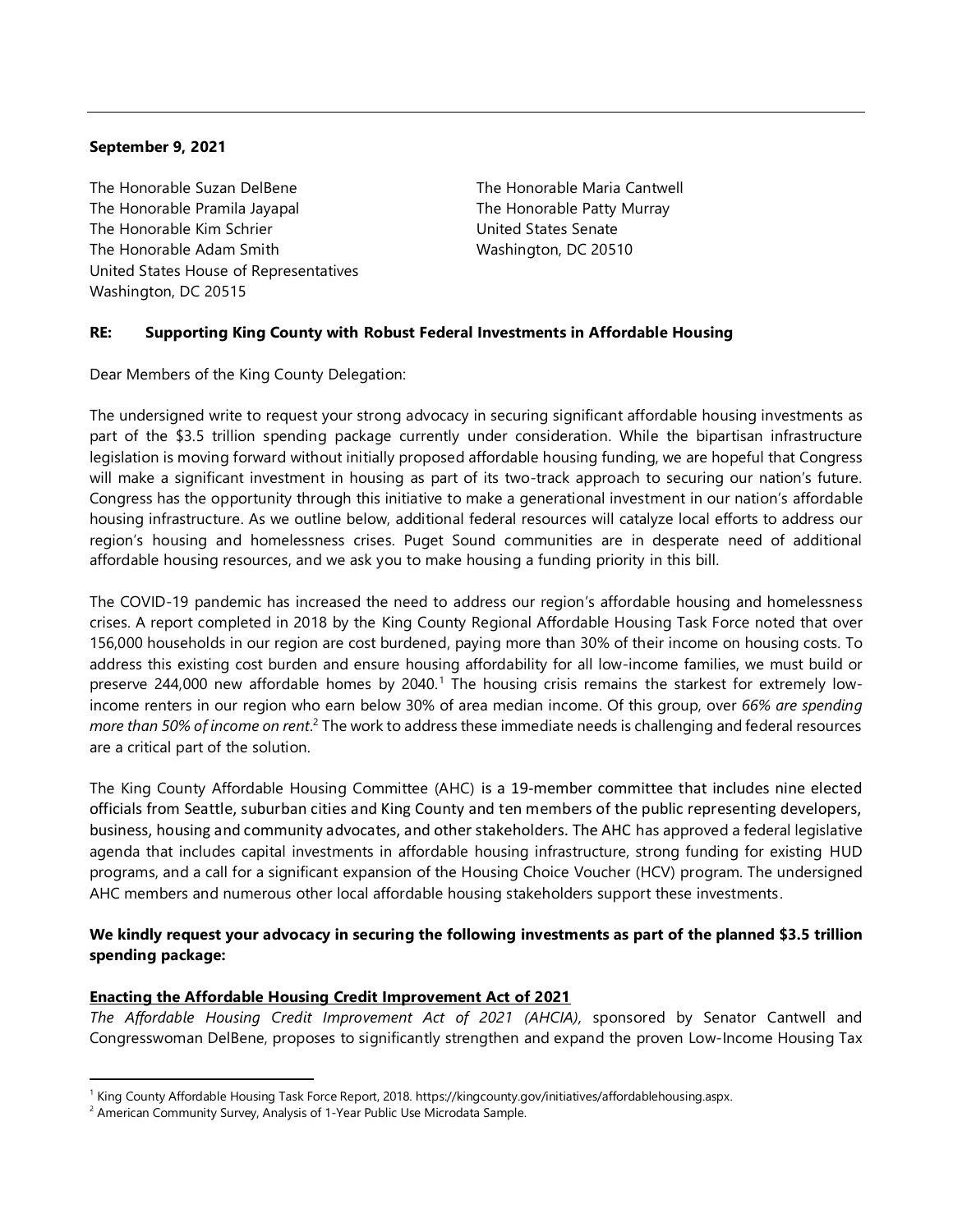**September 9, 2021**

The Honorable Suzan DelBene
The Honorable Pramila Jayapal
The Honorable Kim Schrier
The Honorable Adam Smith
United States House of Representatives
Washington, DC 20515

The Honorable Maria Cantwell
The Honorable Patty Murray
United States Senate
Washington, DC 20510

**RE: Supporting King County with Robust Federal Investments in Affordable Housing**

Dear Members of the King County Delegation:

The undersigned write to request your strong advocacy in securing significant affordable housing investments as part of the $3.5 trillion spending package currently under consideration. While the bipartisan infrastructure legislation is moving forward without initially proposed affordable housing funding, we are hopeful that Congress will make a significant investment in housing as part of its two-track approach to securing our nation's future. Congress has the opportunity through this initiative to make a generational investment in our nation's affordable housing infrastructure. As we outline below, additional federal resources will catalyze local efforts to address our region's housing and homelessness crises. Puget Sound communities are in desperate need of additional affordable housing resources, and we ask you to make housing a funding priority in this bill.

The COVID-19 pandemic has increased the need to address our region's affordable housing and homelessness crises. A report completed in 2018 by the King County Regional Affordable Housing Task Force noted that over 156,000 households in our region are cost burdened, paying more than 30% of their income on housing costs. To address this existing cost burden and ensure housing affordability for all low-income families, we must build or preserve 244,000 new affordable homes by 2040.[1] The housing crisis remains the starkest for extremely low-income renters in our region who earn below 30% of area median income. Of this group, over *66% are spending more than 50% of income on rent*.[2] The work to address these immediate needs is challenging and federal resources are a critical part of the solution.

The King County Affordable Housing Committee (AHC) is a 19-member committee that includes nine elected officials from Seattle, suburban cities and King County and ten members of the public representing developers, business, housing and community advocates, and other stakeholders. The AHC has approved a federal legislative agenda that includes capital investments in affordable housing infrastructure, strong funding for existing HUD programs, and a call for a significant expansion of the Housing Choice Voucher (HCV) program. The undersigned AHC members and numerous other local affordable housing stakeholders support these investments.

**We kindly request your advocacy in securing the following investments as part of the planned $3.5 trillion spending package:**

**Enacting the Affordable Housing Credit Improvement Act of 2021**

*The Affordable Housing Credit Improvement Act of 2021 (AHCIA),* sponsored by Senator Cantwell and Congresswoman DelBene, proposes to significantly strengthen and expand the proven Low-Income Housing Tax

---

[1] King County Affordable Housing Task Force Report, 2018. https://kingcounty.gov/initiatives/affordablehousing.aspx.

[2] American Community Survey, Analysis of 1-Year Public Use Microdata Sample.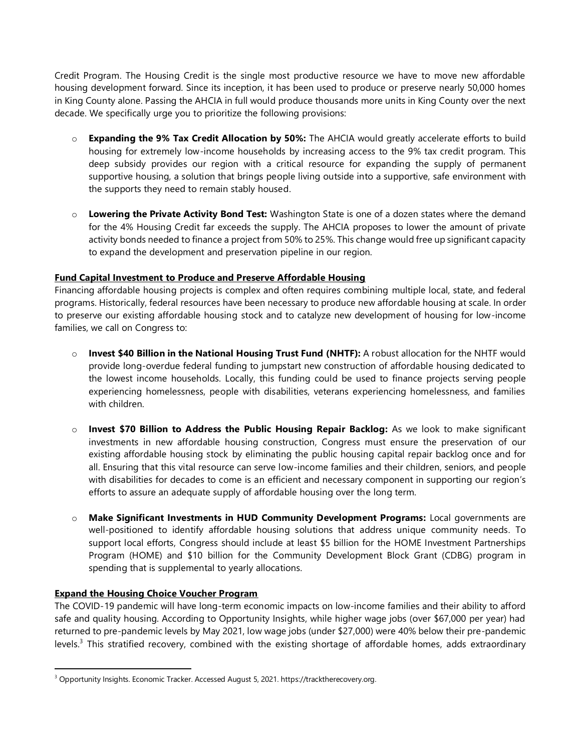Credit Program. The Housing Credit is the single most productive resource we have to move new affordable housing development forward. Since its inception, it has been used to produce or preserve nearly 50,000 homes in King County alone. Passing the AHCIA in full would produce thousands more units in King County over the next decade. We specifically urge you to prioritize the following provisions:

- **Expanding the 9% Tax Credit Allocation by 50%:** The AHCIA would greatly accelerate efforts to build housing for extremely low-income households by increasing access to the 9% tax credit program. This deep subsidy provides our region with a critical resource for expanding the supply of permanent supportive housing, a solution that brings people living outside into a supportive, safe environment with the supports they need to remain stably housed.

- **Lowering the Private Activity Bond Test:** Washington State is one of a dozen states where the demand for the 4% Housing Credit far exceeds the supply. The AHCIA proposes to lower the amount of private activity bonds needed to finance a project from 50% to 25%. This change would free up significant capacity to expand the development and preservation pipeline in our region.

**Fund Capital Investment to Produce and Preserve Affordable Housing**

Financing affordable housing projects is complex and often requires combining multiple local, state, and federal programs. Historically, federal resources have been necessary to produce new affordable housing at scale. In order to preserve our existing affordable housing stock and to catalyze new development of housing for low-income families, we call on Congress to:

- **Invest $40 Billion in the National Housing Trust Fund (NHTF):** A robust allocation for the NHTF would provide long-overdue federal funding to jumpstart new construction of affordable housing dedicated to the lowest income households. Locally, this funding could be used to finance projects serving people experiencing homelessness, people with disabilities, veterans experiencing homelessness, and families with children.

- **Invest $70 Billion to Address the Public Housing Repair Backlog:** As we look to make significant investments in new affordable housing construction, Congress must ensure the preservation of our existing affordable housing stock by eliminating the public housing capital repair backlog once and for all. Ensuring that this vital resource can serve low-income families and their children, seniors, and people with disabilities for decades to come is an efficient and necessary component in supporting our region's efforts to assure an adequate supply of affordable housing over the long term.

- **Make Significant Investments in HUD Community Development Programs:** Local governments are well-positioned to identify affordable housing solutions that address unique community needs. To support local efforts, Congress should include at least $5 billion for the HOME Investment Partnerships Program (HOME) and $10 billion for the Community Development Block Grant (CDBG) program in spending that is supplemental to yearly allocations.

**Expand the Housing Choice Voucher Program**

The COVID-19 pandemic will have long-term economic impacts on low-income families and their ability to afford safe and quality housing. According to Opportunity Insights, while higher wage jobs (over $67,000 per year) had returned to pre-pandemic levels by May 2021, low wage jobs (under $27,000) were 40% below their pre-pandemic levels.[3] This stratified recovery, combined with the existing shortage of affordable homes, adds extraordinary

[3] Opportunity Insights. Economic Tracker. Accessed August 5, 2021. https://tracktherecovery.org.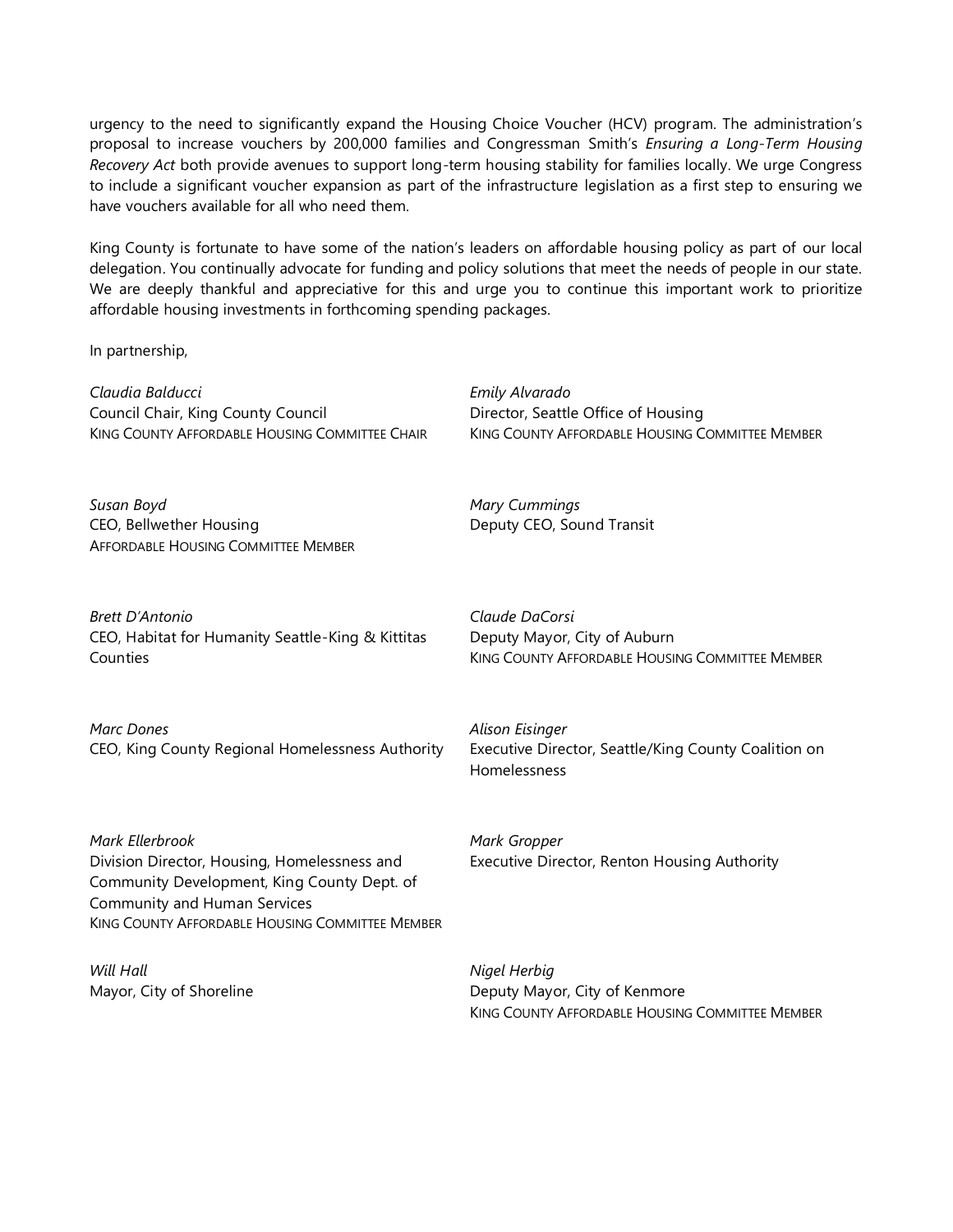urgency to the need to significantly expand the Housing Choice Voucher (HCV) program. The administration's proposal to increase vouchers by 200,000 families and Congressman Smith's *Ensuring a Long-Term Housing Recovery Act* both provide avenues to support long-term housing stability for families locally. We urge Congress to include a significant voucher expansion as part of the infrastructure legislation as a first step to ensuring we have vouchers available for all who need them.

King County is fortunate to have some of the nation's leaders on affordable housing policy as part of our local delegation. You continually advocate for funding and policy solutions that meet the needs of people in our state. We are deeply thankful and appreciative for this and urge you to continue this important work to prioritize affordable housing investments in forthcoming spending packages.

In partnership,

*Claudia Balducci*
Council Chair, King County Council
KING COUNTY AFFORDABLE HOUSING COMMITTEE CHAIR

*Emily Alvarado*
Director, Seattle Office of Housing
KING COUNTY AFFORDABLE HOUSING COMMITTEE MEMBER

*Susan Boyd*
CEO, Bellwether Housing
AFFORDABLE HOUSING COMMITTEE MEMBER

*Mary Cummings*
Deputy CEO, Sound Transit

*Brett D'Antonio*
CEO, Habitat for Humanity Seattle-King & Kittitas Counties

*Claude DaCorsi*
Deputy Mayor, City of Auburn
KING COUNTY AFFORDABLE HOUSING COMMITTEE MEMBER

*Marc Dones*
CEO, King County Regional Homelessness Authority

*Alison Eisinger*
Executive Director, Seattle/King County Coalition on Homelessness

*Mark Ellerbrook*
Division Director, Housing, Homelessness and Community Development, King County Dept. of Community and Human Services
KING COUNTY AFFORDABLE HOUSING COMMITTEE MEMBER

*Mark Gropper*
Executive Director, Renton Housing Authority

*Will Hall*
Mayor, City of Shoreline

*Nigel Herbig*
Deputy Mayor, City of Kenmore
KING COUNTY AFFORDABLE HOUSING COMMITTEE MEMBER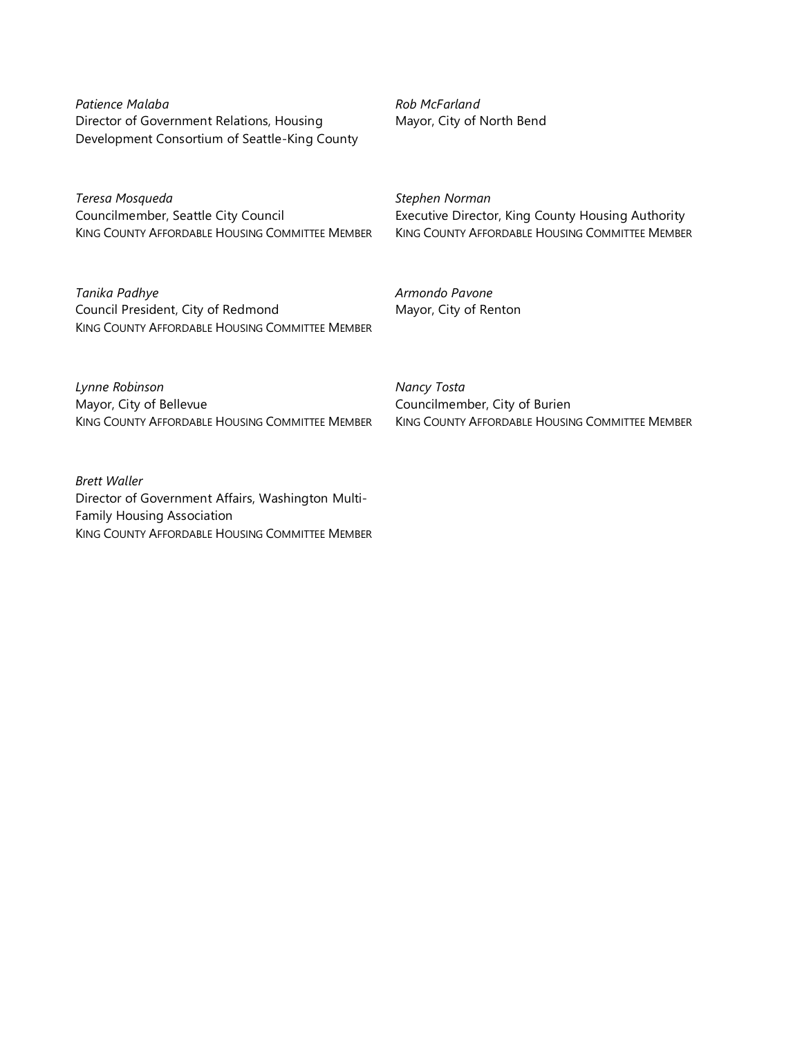*Patience Malaba*
Director of Government Relations, Housing Development Consortium of Seattle-King County

*Rob McFarland*
Mayor, City of North Bend

*Teresa Mosqueda*
Councilmember, Seattle City Council
KING COUNTY AFFORDABLE HOUSING COMMITTEE MEMBER

*Stephen Norman*
Executive Director, King County Housing Authority
KING COUNTY AFFORDABLE HOUSING COMMITTEE MEMBER

*Tanika Padhye*
Council President, City of Redmond
KING COUNTY AFFORDABLE HOUSING COMMITTEE MEMBER

*Armondo Pavone*
Mayor, City of Renton

*Lynne Robinson*
Mayor, City of Bellevue
KING COUNTY AFFORDABLE HOUSING COMMITTEE MEMBER

*Nancy Tosta*
Councilmember, City of Burien
KING COUNTY AFFORDABLE HOUSING COMMITTEE MEMBER

*Brett Waller*
Director of Government Affairs, Washington Multi-Family Housing Association
KING COUNTY AFFORDABLE HOUSING COMMITTEE MEMBER